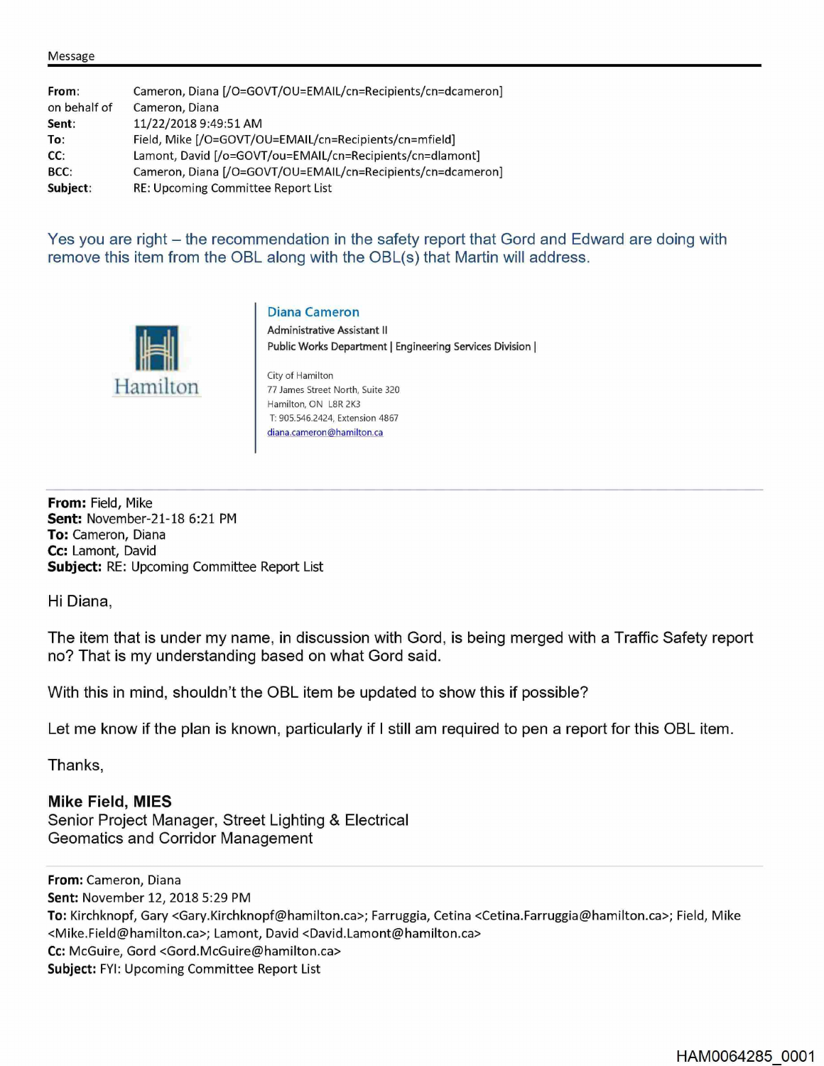Message

| | |
|---|---|
| **From**: | Cameron, Diana [/O=GOVT/OU=EMAIL/cn=Recipients/cn=dcameron] |
| on behalf of | Cameron, Diana |
| **Sent**: | 11/22/2018 9:49:51 AM |
| **To**: | Field, Mike [/O=GOVT/OU=EMAIL/cn=Recipients/cn=mfield] |
| **CC**: | Lamont, David [/o=GOVT/ou=EMAIL/cn=Recipients/cn=dlamont] |
| **BCC**: | Cameron, Diana [/O=GOVT/OU=EMAIL/cn=Recipients/cn=dcameron] |
| **Subject**: | RE: Upcoming Committee Report List |

Yes you are right – the recommendation in the safety report that Gord and Edward are doing with remove this item from the OBL along with the OBL(s) that Martin will address.

Hamilton

Diana Cameron
Administrative Assistant II
Public Works Department | Engineering Services Division |

City of Hamilton
77 James Street North, Suite 320
Hamilton, ON L8R 2K3
T: 905.546.2424, Extension 4867
diana.cameron@hamilton.ca

---

**From:** Field, Mike
**Sent:** November-21-18 6:21 PM
**To:** Cameron, Diana
**Cc:** Lamont, David
**Subject:** RE: Upcoming Committee Report List

Hi Diana,

The item that is under my name, in discussion with Gord, is being merged with a Traffic Safety report no? That is my understanding based on what Gord said.

With this in mind, shouldn't the OBL item be updated to show this if possible?

Let me know if the plan is known, particularly if I still am required to pen a report for this OBL item.

Thanks,

**Mike Field, MIES**
Senior Project Manager, Street Lighting & Electrical
Geomatics and Corridor Management

---

**From:** Cameron, Diana
**Sent:** November 12, 2018 5:29 PM
**To:** Kirchknopf, Gary <Gary.Kirchknopf@hamilton.ca>; Farruggia, Cetina <Cetina.Farruggia@hamilton.ca>; Field, Mike <Mike.Field@hamilton.ca>; Lamont, David <David.Lamont@hamilton.ca>
**Cc:** McGuire, Gord <Gord.McGuire@hamilton.ca>
**Subject:** FYI: Upcoming Committee Report List

HAM0064285_0001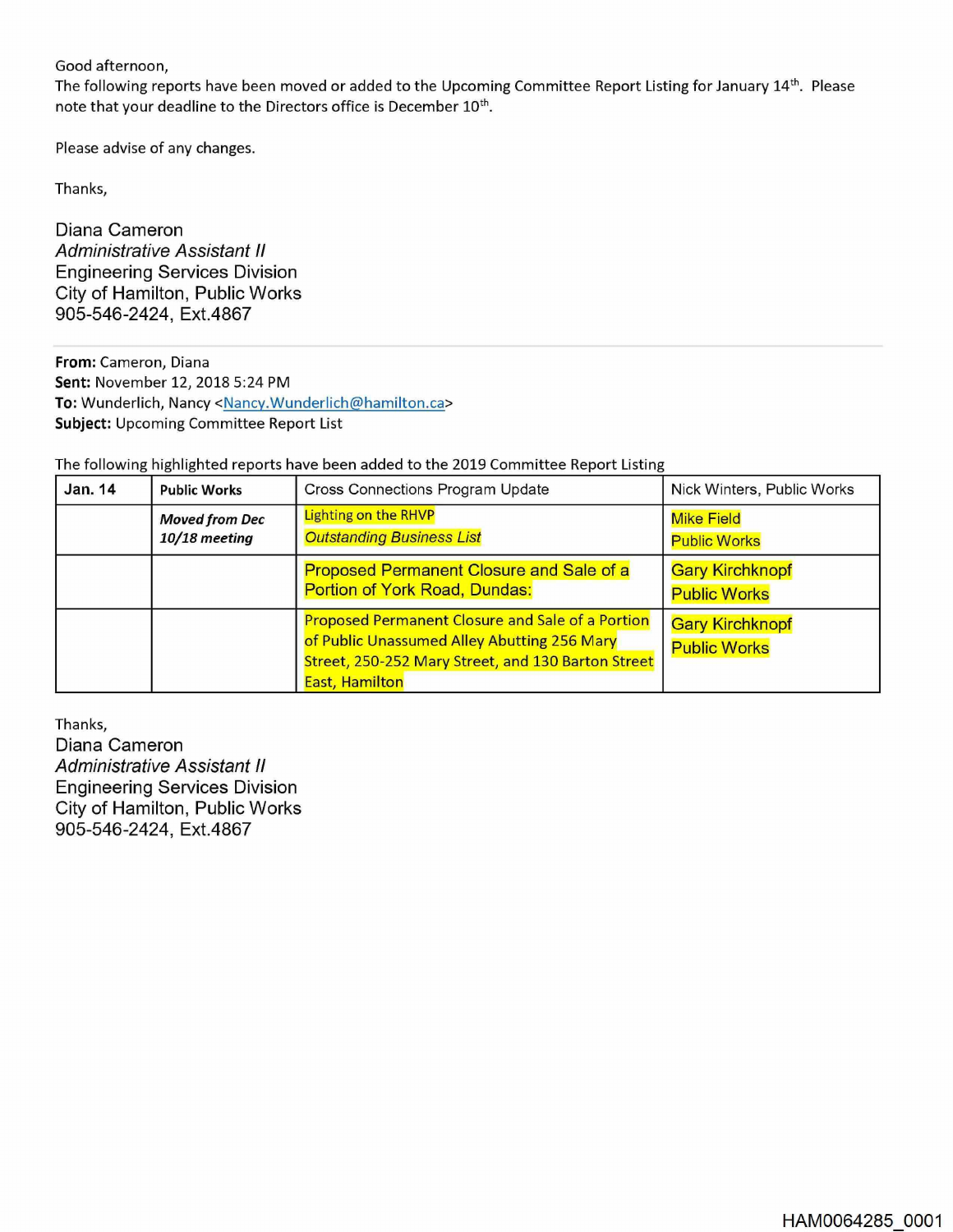Good afternoon,
The following reports have been moved or added to the Upcoming Committee Report Listing for January 14th. Please note that your deadline to the Directors office is December 10th.

Please advise of any changes.

Thanks,

Diana Cameron
*Administrative Assistant II*
Engineering Services Division
City of Hamilton, Public Works
905-546-2424, Ext.4867

---

**From:** Cameron, Diana
**Sent:** November 12, 2018 5:24 PM
**To:** Wunderlich, Nancy <Nancy.Wunderlich@hamilton.ca>
**Subject:** Upcoming Committee Report List

The following highlighted reports have been added to the 2019 Committee Report Listing

| | | | |
|---|---|---|---|
| **Jan. 14** | **Public Works** | Cross Connections Program Update | Nick Winters, Public Works |
| | ***Moved from Dec 10/18 meeting*** | Lighting on the RHVP *Outstanding Business List* | Mike Field Public Works |
| | | Proposed Permanent Closure and Sale of a Portion of York Road, Dundas: | Gary Kirchknopf Public Works |
| | | Proposed Permanent Closure and Sale of a Portion of Public Unassumed Alley Abutting 256 Mary Street, 250-252 Mary Street, and 130 Barton Street East, Hamilton | Gary Kirchknopf Public Works |

Thanks,
Diana Cameron
*Administrative Assistant II*
Engineering Services Division
City of Hamilton, Public Works
905-546-2424, Ext.4867

HAM0064285_0001